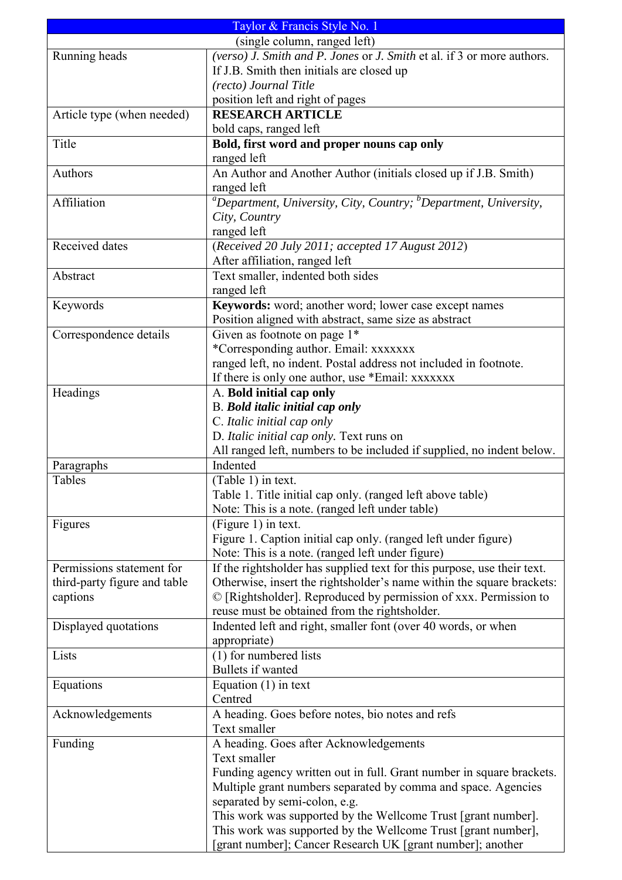| Taylor & Francis Style No. 1 | |
|---|---|
| (single column, ranged left) | |
| Running heads | *(verso) J. Smith and P. Jones* or *J. Smith* et al. if 3 or more authors.<br>If J.B. Smith then initials are closed up<br>*(recto) Journal Title*<br>position left and right of pages |
| Article type (when needed) | **RESEARCH ARTICLE**<br>bold caps, ranged left |
| Title | **Bold, first word and proper nouns cap only**<br>ranged left |
| Authors | An Author and Another Author (initials closed up if J.B. Smith)<br>ranged left |
| Affiliation | [a]*Department, University, City, Country;* [b]*Department, University, City, Country*<br>ranged left |
| Received dates | (*Received 20 July 2011; accepted 17 August 2012*)<br>After affiliation, ranged left |
| Abstract | Text smaller, indented both sides<br>ranged left |
| Keywords | **Keywords:** word; another word; lower case except names<br>Position aligned with abstract, same size as abstract |
| Correspondence details | Given as footnote on page 1*<br>*Corresponding author. Email: xxxxxxx<br>ranged left, no indent. Postal address not included in footnote.<br>If there is only one author, use *Email: xxxxxxx |
| Headings | A. **Bold initial cap only**<br>B. ***Bold italic initial cap only***<br>C. *Italic initial cap only*<br>D. *Italic initial cap only.* Text runs on<br>All ranged left, numbers to be included if supplied, no indent below. |
| Paragraphs | Indented |
| Tables | (Table 1) in text.<br>Table 1. Title initial cap only. (ranged left above table)<br>Note: This is a note. (ranged left under table) |
| Figures | (Figure 1) in text.<br>Figure 1. Caption initial cap only. (ranged left under figure)<br>Note: This is a note. (ranged left under figure) |
| Permissions statement for third-party figure and table captions | If the rightsholder has supplied text for this purpose, use their text.<br>Otherwise, insert the rightsholder's name within the square brackets:<br>© [Rightsholder]. Reproduced by permission of xxx. Permission to reuse must be obtained from the rightsholder. |
| Displayed quotations | Indented left and right, smaller font (over 40 words, or when appropriate) |
| Lists | (1) for numbered lists<br>Bullets if wanted |
| Equations | Equation (1) in text<br>Centred |
| Acknowledgements | A heading. Goes before notes, bio notes and refs<br>Text smaller |
| Funding | A heading. Goes after Acknowledgements<br>Text smaller<br>Funding agency written out in full. Grant number in square brackets.<br>Multiple grant numbers separated by comma and space. Agencies separated by semi-colon, e.g.<br>This work was supported by the Wellcome Trust [grant number].<br>This work was supported by the Wellcome Trust [grant number], [grant number]; Cancer Research UK [grant number]; another |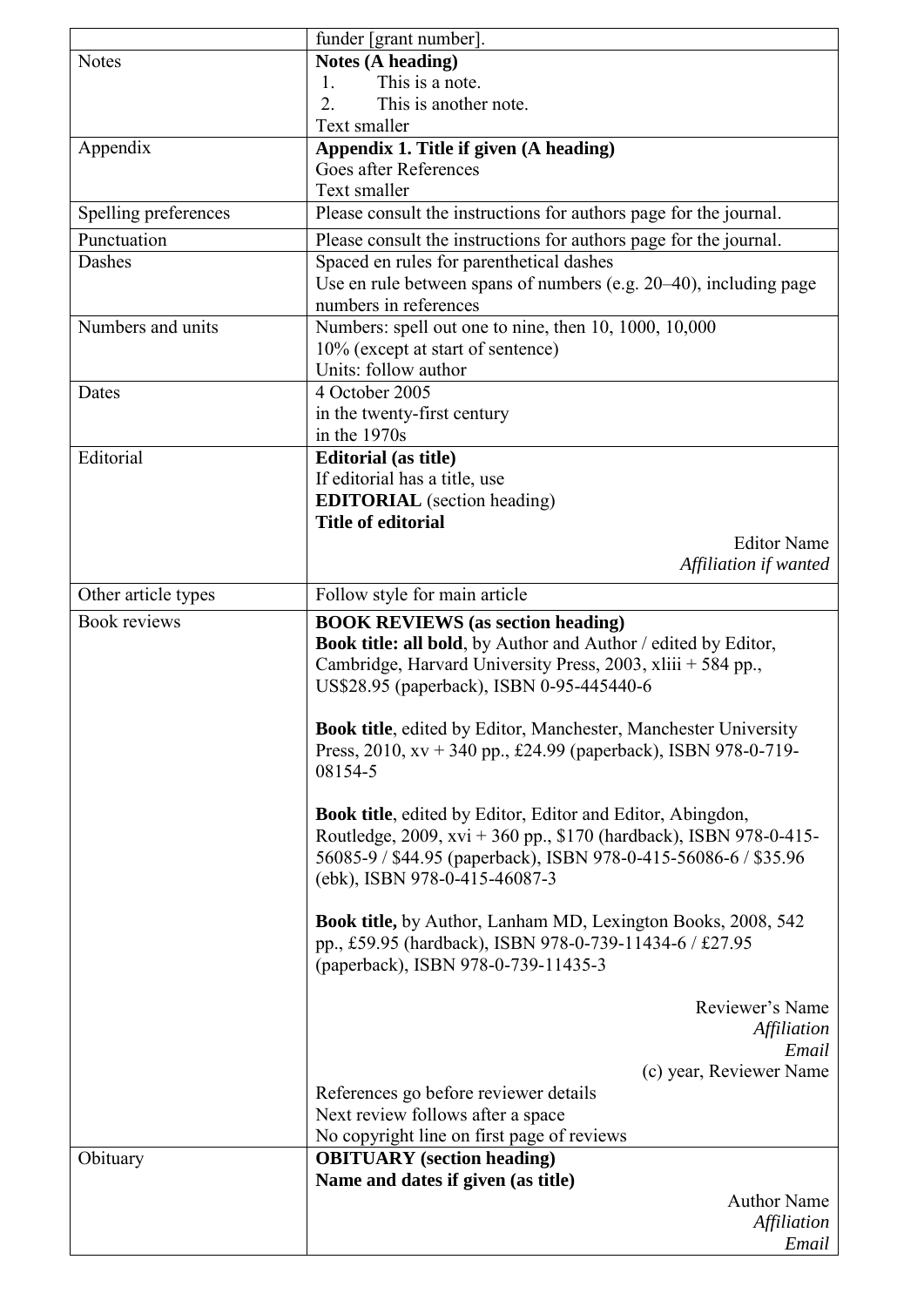| | |
|---|---|
| | funder [grant number]. |
| Notes | **Notes (A heading)**<br>1. This is a note.<br>2. This is another note.<br>Text smaller |
| Appendix | **Appendix 1. Title if given (A heading)**<br>Goes after References<br>Text smaller |
| Spelling preferences | Please consult the instructions for authors page for the journal. |
| Punctuation | Please consult the instructions for authors page for the journal. |
| Dashes | Spaced en rules for parenthetical dashes<br>Use en rule between spans of numbers (e.g. 20–40), including page numbers in references |
| Numbers and units | Numbers: spell out one to nine, then 10, 1000, 10,000<br>10% (except at start of sentence)<br>Units: follow author |
| Dates | 4 October 2005<br>in the twenty-first century<br>in the 1970s |
| Editorial | **Editorial (as title)**<br>If editorial has a title, use<br>**EDITORIAL** (section heading)<br>**Title of editorial**<br>Editor Name<br>*Affiliation if wanted* |
| Other article types | Follow style for main article |
| Book reviews | **BOOK REVIEWS (as section heading)**<br>**Book title: all bold**, by Author and Author / edited by Editor, Cambridge, Harvard University Press, 2003, xliii + 584 pp., US$28.95 (paperback), ISBN 0-95-445440-6<br><br>**Book title**, edited by Editor, Manchester, Manchester University Press, 2010, xv + 340 pp., £24.99 (paperback), ISBN 978-0-719-08154-5<br><br>**Book title**, edited by Editor, Editor and Editor, Abingdon, Routledge, 2009, xvi + 360 pp., $170 (hardback), ISBN 978-0-415-56085-9 / $44.95 (paperback), ISBN 978-0-415-56086-6 / $35.96 (ebk), ISBN 978-0-415-46087-3<br><br>**Book title,** by Author, Lanham MD, Lexington Books, 2008, 542 pp., £59.95 (hardback), ISBN 978-0-739-11434-6 / £27.95 (paperback), ISBN 978-0-739-11435-3<br><br>Reviewer's Name<br>*Affiliation*<br>*Email*<br>(c) year, Reviewer Name<br>References go before reviewer details<br>Next review follows after a space<br>No copyright line on first page of reviews |
| Obituary | **OBITUARY (section heading)**<br>**Name and dates if given (as title)**<br>Author Name<br>*Affiliation*<br>*Email* |